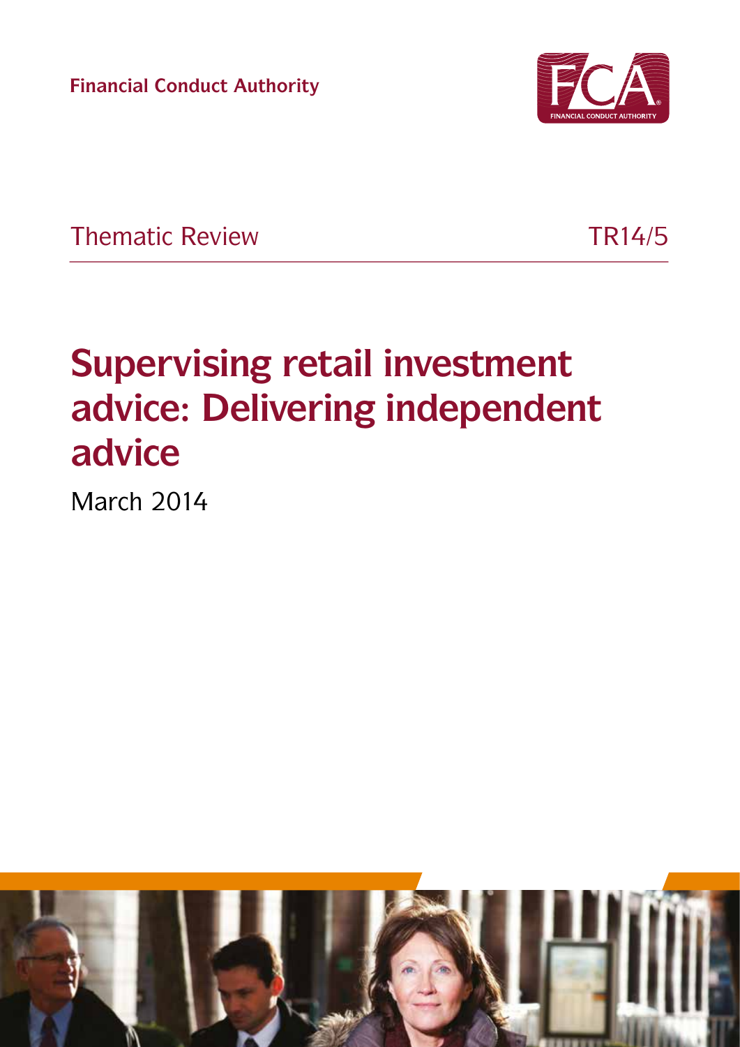Financial Conduct Authority

Thematic Review TR14/5

# Supervising retail investment advice: Delivering independent advice

March 2014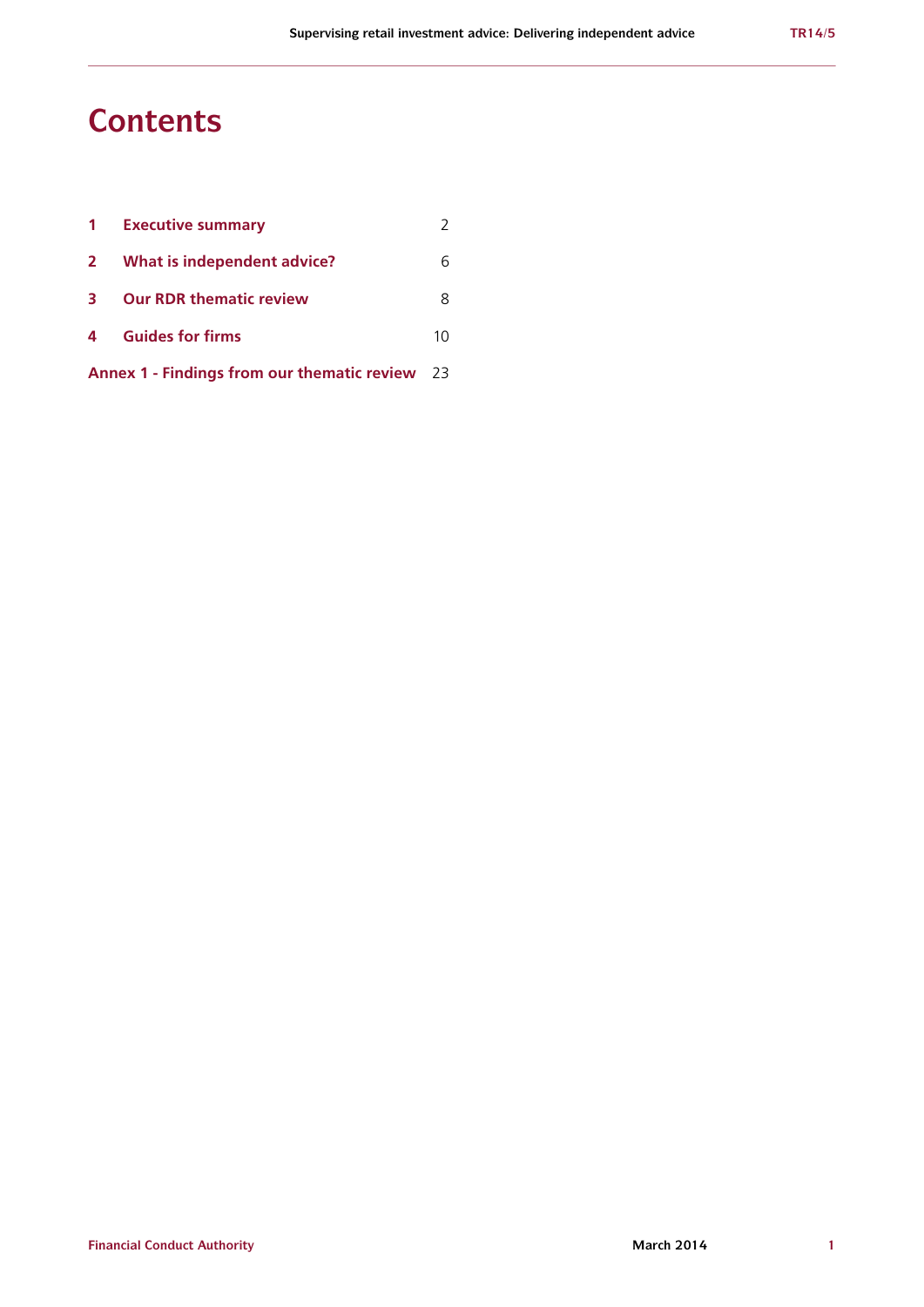# Contents

| | | |
|---|---|---|
| 1 | **Executive summary** | 2 |
| 2 | **What is independent advice?** | 6 |
| 3 | **Our RDR thematic review** | 8 |
| 4 | **Guides for firms** | 10 |
| **Annex 1 - Findings from our thematic review** | | 23 |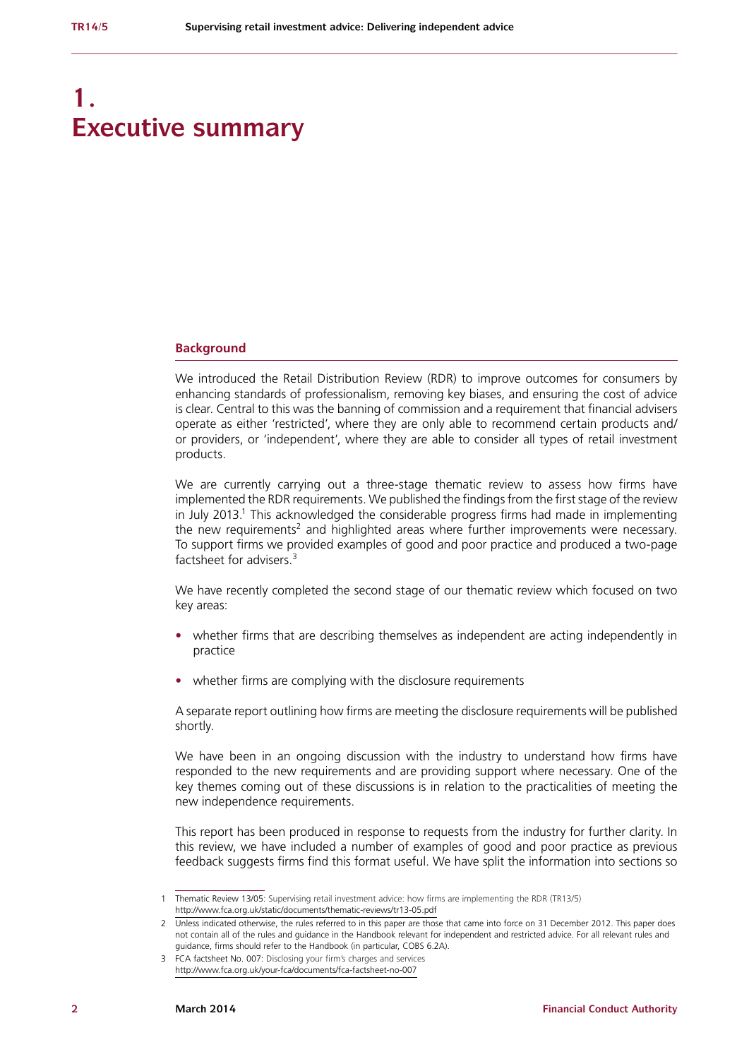# 1. Executive summary

## Background

We introduced the Retail Distribution Review (RDR) to improve outcomes for consumers by enhancing standards of professionalism, removing key biases, and ensuring the cost of advice is clear. Central to this was the banning of commission and a requirement that financial advisers operate as either 'restricted', where they are only able to recommend certain products and/or providers, or 'independent', where they are able to consider all types of retail investment products.

We are currently carrying out a three-stage thematic review to assess how firms have implemented the RDR requirements. We published the findings from the first stage of the review in July 2013.[1] This acknowledged the considerable progress firms had made in implementing the new requirements[2] and highlighted areas where further improvements were necessary. To support firms we provided examples of good and poor practice and produced a two-page factsheet for advisers.[3]

We have recently completed the second stage of our thematic review which focused on two key areas:

- whether firms that are describing themselves as independent are acting independently in practice
- whether firms are complying with the disclosure requirements

A separate report outlining how firms are meeting the disclosure requirements will be published shortly.

We have been in an ongoing discussion with the industry to understand how firms have responded to the new requirements and are providing support where necessary. One of the key themes coming out of these discussions is in relation to the practicalities of meeting the new independence requirements.

This report has been produced in response to requests from the industry for further clarity. In this review, we have included a number of examples of good and poor practice as previous feedback suggests firms find this format useful. We have split the information into sections so

---

1 Thematic Review 13/05: Supervising retail investment advice: how firms are implementing the RDR (TR13/5) http://www.fca.org.uk/static/documents/thematic-reviews/tr13-05.pdf

2 Unless indicated otherwise, the rules referred to in this paper are those that came into force on 31 December 2012. This paper does not contain all of the rules and guidance in the Handbook relevant for independent and restricted advice. For all relevant rules and guidance, firms should refer to the Handbook (in particular, COBS 6.2A).

3 FCA factsheet No. 007: Disclosing your firm's charges and services http://www.fca.org.uk/your-fca/documents/fca-factsheet-no-007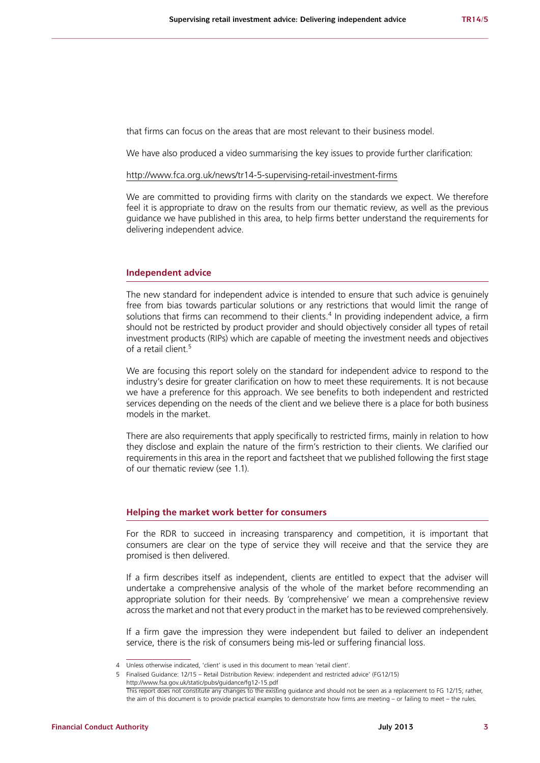that firms can focus on the areas that are most relevant to their business model.

We have also produced a video summarising the key issues to provide further clarification:

http://www.fca.org.uk/news/tr14-5-supervising-retail-investment-firms

We are committed to providing firms with clarity on the standards we expect. We therefore feel it is appropriate to draw on the results from our thematic review, as well as the previous guidance we have published in this area, to help firms better understand the requirements for delivering independent advice.

## Independent advice

The new standard for independent advice is intended to ensure that such advice is genuinely free from bias towards particular solutions or any restrictions that would limit the range of solutions that firms can recommend to their clients.[4] In providing independent advice, a firm should not be restricted by product provider and should objectively consider all types of retail investment products (RIPs) which are capable of meeting the investment needs and objectives of a retail client.[5]

We are focusing this report solely on the standard for independent advice to respond to the industry's desire for greater clarification on how to meet these requirements. It is not because we have a preference for this approach. We see benefits to both independent and restricted services depending on the needs of the client and we believe there is a place for both business models in the market.

There are also requirements that apply specifically to restricted firms, mainly in relation to how they disclose and explain the nature of the firm's restriction to their clients. We clarified our requirements in this area in the report and factsheet that we published following the first stage of our thematic review (see 1.1).

## Helping the market work better for consumers

For the RDR to succeed in increasing transparency and competition, it is important that consumers are clear on the type of service they will receive and that the service they are promised is then delivered.

If a firm describes itself as independent, clients are entitled to expect that the adviser will undertake a comprehensive analysis of the whole of the market before recommending an appropriate solution for their needs. By 'comprehensive' we mean a comprehensive review across the market and not that every product in the market has to be reviewed comprehensively.

If a firm gave the impression they were independent but failed to deliver an independent service, there is the risk of consumers being mis-led or suffering financial loss.

---

4 Unless otherwise indicated, 'client' is used in this document to mean 'retail client'.

5 Finalised Guidance: 12/15 – Retail Distribution Review: independent and restricted advice' (FG12/15) http://www.fsa.gov.uk/static/pubs/guidance/fg12-15.pdf
This report does not constitute any changes to the existing guidance and should not be seen as a replacement to FG 12/15; rather, the aim of this document is to provide practical examples to demonstrate how firms are meeting – or failing to meet – the rules.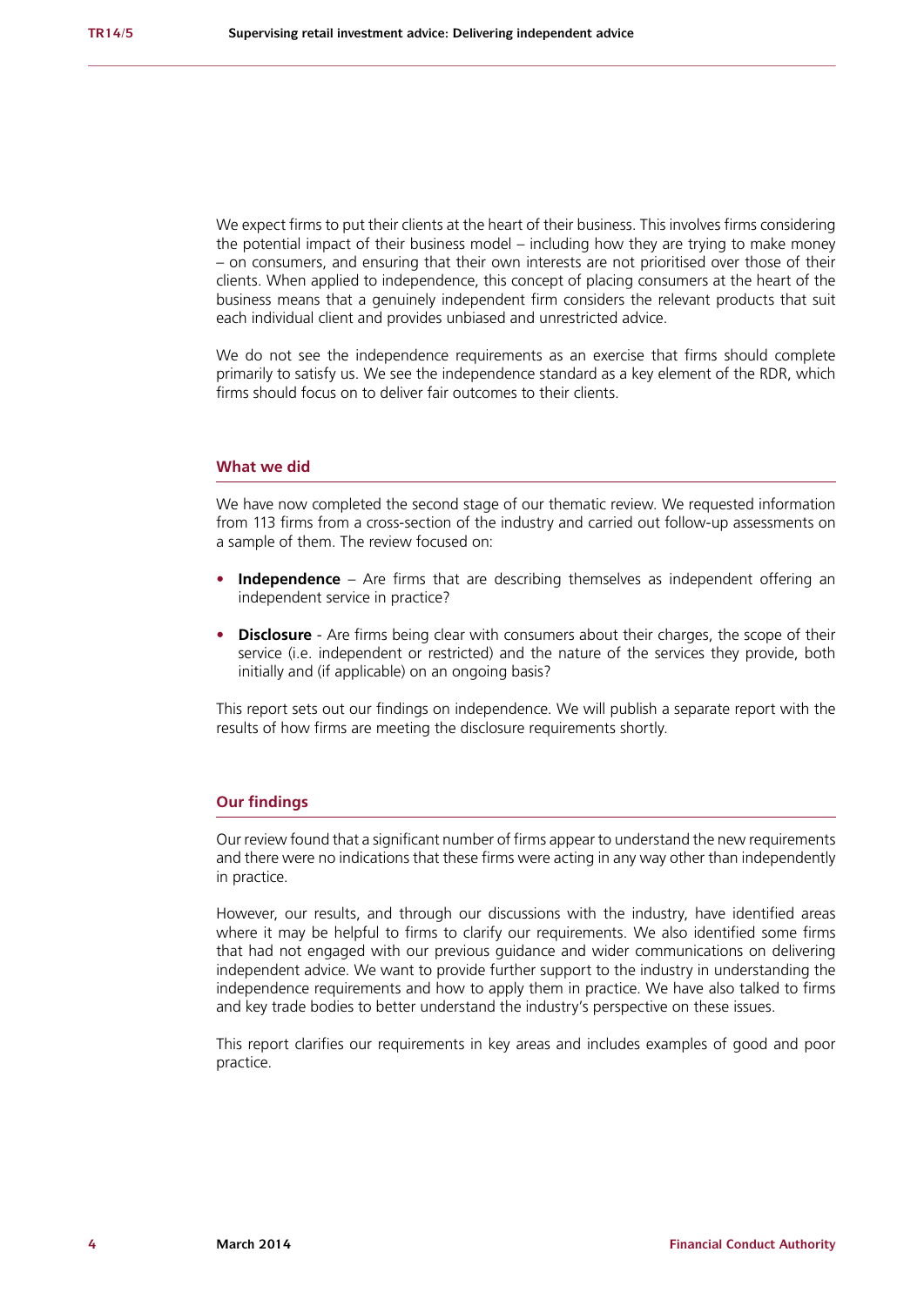We expect firms to put their clients at the heart of their business. This involves firms considering the potential impact of their business model – including how they are trying to make money – on consumers, and ensuring that their own interests are not prioritised over those of their clients. When applied to independence, this concept of placing consumers at the heart of the business means that a genuinely independent firm considers the relevant products that suit each individual client and provides unbiased and unrestricted advice.

We do not see the independence requirements as an exercise that firms should complete primarily to satisfy us. We see the independence standard as a key element of the RDR, which firms should focus on to deliver fair outcomes to their clients.

## What we did

We have now completed the second stage of our thematic review. We requested information from 113 firms from a cross-section of the industry and carried out follow-up assessments on a sample of them. The review focused on:

- **Independence** – Are firms that are describing themselves as independent offering an independent service in practice?
- **Disclosure** - Are firms being clear with consumers about their charges, the scope of their service (i.e. independent or restricted) and the nature of the services they provide, both initially and (if applicable) on an ongoing basis?

This report sets out our findings on independence. We will publish a separate report with the results of how firms are meeting the disclosure requirements shortly.

## Our findings

Our review found that a significant number of firms appear to understand the new requirements and there were no indications that these firms were acting in any way other than independently in practice.

However, our results, and through our discussions with the industry, have identified areas where it may be helpful to firms to clarify our requirements. We also identified some firms that had not engaged with our previous guidance and wider communications on delivering independent advice. We want to provide further support to the industry in understanding the independence requirements and how to apply them in practice. We have also talked to firms and key trade bodies to better understand the industry's perspective on these issues.

This report clarifies our requirements in key areas and includes examples of good and poor practice.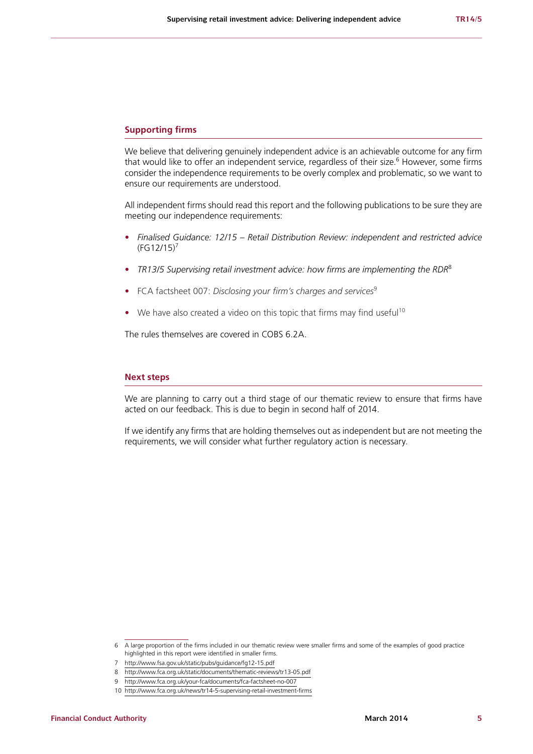## Supporting firms

We believe that delivering genuinely independent advice is an achievable outcome for any firm that would like to offer an independent service, regardless of their size.[6] However, some firms consider the independence requirements to be overly complex and problematic, so we want to ensure our requirements are understood.

All independent firms should read this report and the following publications to be sure they are meeting our independence requirements:

- *Finalised Guidance: 12/15 – Retail Distribution Review: independent and restricted advice* (FG12/15)[7]
- *TR13/5 Supervising retail investment advice: how firms are implementing the RDR*[8]
- FCA factsheet 007: *Disclosing your firm's charges and services*[9]
- We have also created a video on this topic that firms may find useful[10]

The rules themselves are covered in COBS 6.2A.

## Next steps

We are planning to carry out a third stage of our thematic review to ensure that firms have acted on our feedback. This is due to begin in second half of 2014.

If we identify any firms that are holding themselves out as independent but are not meeting the requirements, we will consider what further regulatory action is necessary.

---

6 A large proportion of the firms included in our thematic review were smaller firms and some of the examples of good practice highlighted in this report were identified in smaller firms.

7 http://www.fsa.gov.uk/static/pubs/guidance/fg12-15.pdf

8 http://www.fca.org.uk/static/documents/thematic-reviews/tr13-05.pdf

9 http://www.fca.org.uk/your-fca/documents/fca-factsheet-no-007

10 http://www.fca.org.uk/news/tr14-5-supervising-retail-investment-firms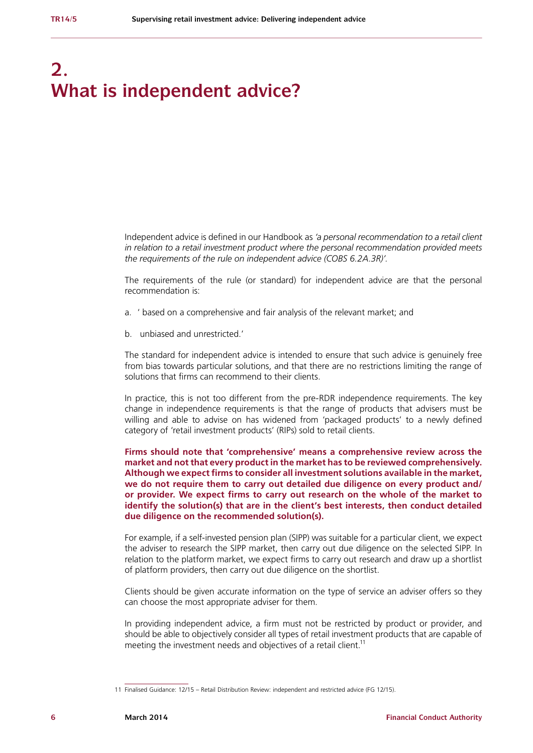# 2. What is independent advice?

Independent advice is defined in our Handbook as *'a personal recommendation to a retail client in relation to a retail investment product where the personal recommendation provided meets the requirements of the rule on independent advice (COBS 6.2A.3R)'.*

The requirements of the rule (or standard) for independent advice are that the personal recommendation is:

a. ' based on a comprehensive and fair analysis of the relevant market; and

b. unbiased and unrestricted.'

The standard for independent advice is intended to ensure that such advice is genuinely free from bias towards particular solutions, and that there are no restrictions limiting the range of solutions that firms can recommend to their clients.

In practice, this is not too different from the pre-RDR independence requirements. The key change in independence requirements is that the range of products that advisers must be willing and able to advise on has widened from 'packaged products' to a newly defined category of 'retail investment products' (RIPs) sold to retail clients.

**Firms should note that 'comprehensive' means a comprehensive review across the market and not that every product in the market has to be reviewed comprehensively. Although we expect firms to consider all investment solutions available in the market, we do not require them to carry out detailed due diligence on every product and/or provider. We expect firms to carry out research on the whole of the market to identify the solution(s) that are in the client's best interests, then conduct detailed due diligence on the recommended solution(s).**

For example, if a self-invested pension plan (SIPP) was suitable for a particular client, we expect the adviser to research the SIPP market, then carry out due diligence on the selected SIPP. In relation to the platform market, we expect firms to carry out research and draw up a shortlist of platform providers, then carry out due diligence on the shortlist.

Clients should be given accurate information on the type of service an adviser offers so they can choose the most appropriate adviser for them.

In providing independent advice, a firm must not be restricted by product or provider, and should be able to objectively consider all types of retail investment products that are capable of meeting the investment needs and objectives of a retail client.[11]

11 Finalised Guidance: 12/15 – Retail Distribution Review: independent and restricted advice (FG 12/15).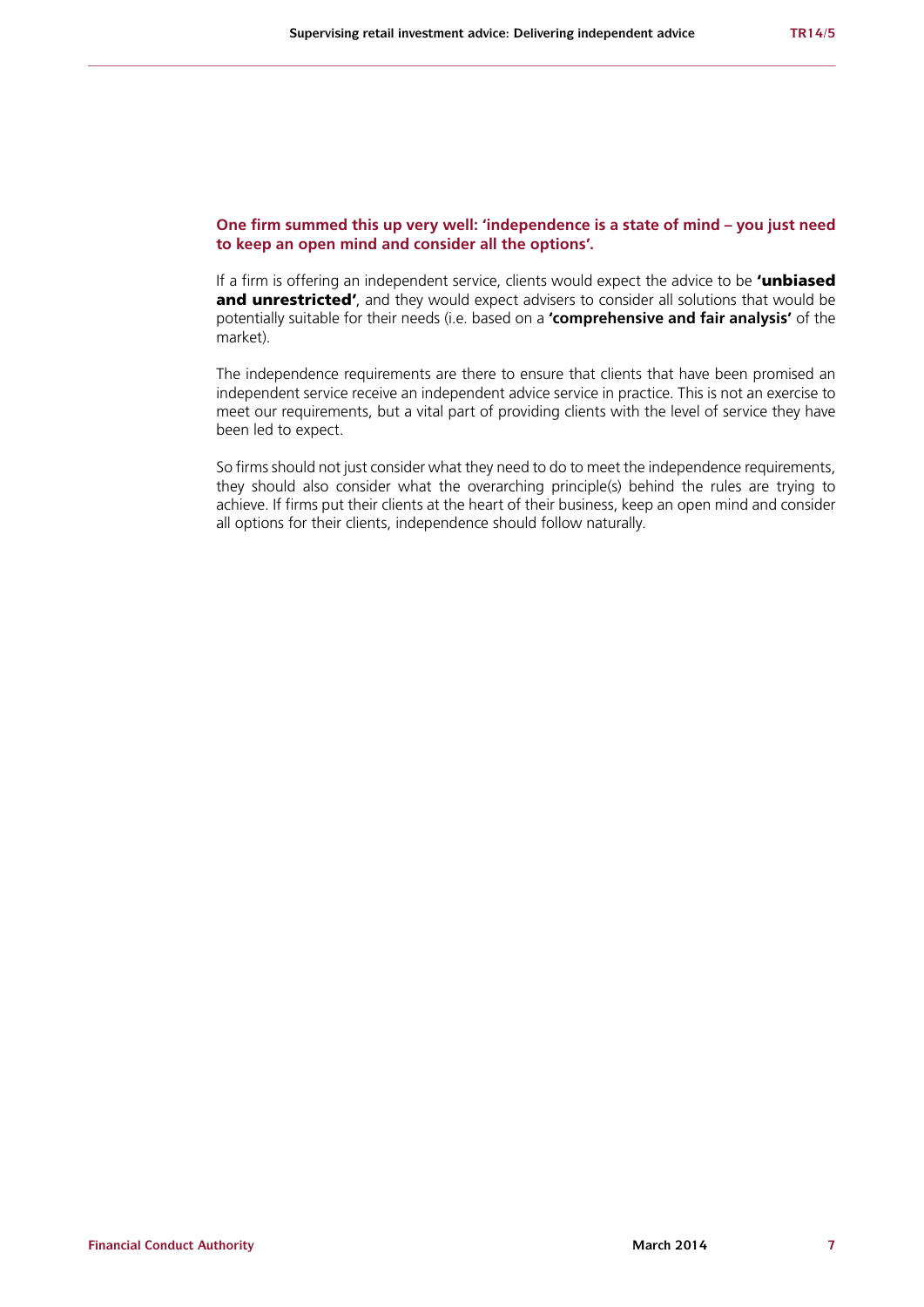**One firm summed this up very well: 'independence is a state of mind – you just need to keep an open mind and consider all the options'.**

If a firm is offering an independent service, clients would expect the advice to be **'unbiased and unrestricted'**, and they would expect advisers to consider all solutions that would be potentially suitable for their needs (i.e. based on a **'comprehensive and fair analysis'** of the market).

The independence requirements are there to ensure that clients that have been promised an independent service receive an independent advice service in practice. This is not an exercise to meet our requirements, but a vital part of providing clients with the level of service they have been led to expect.

So firms should not just consider what they need to do to meet the independence requirements, they should also consider what the overarching principle(s) behind the rules are trying to achieve. If firms put their clients at the heart of their business, keep an open mind and consider all options for their clients, independence should follow naturally.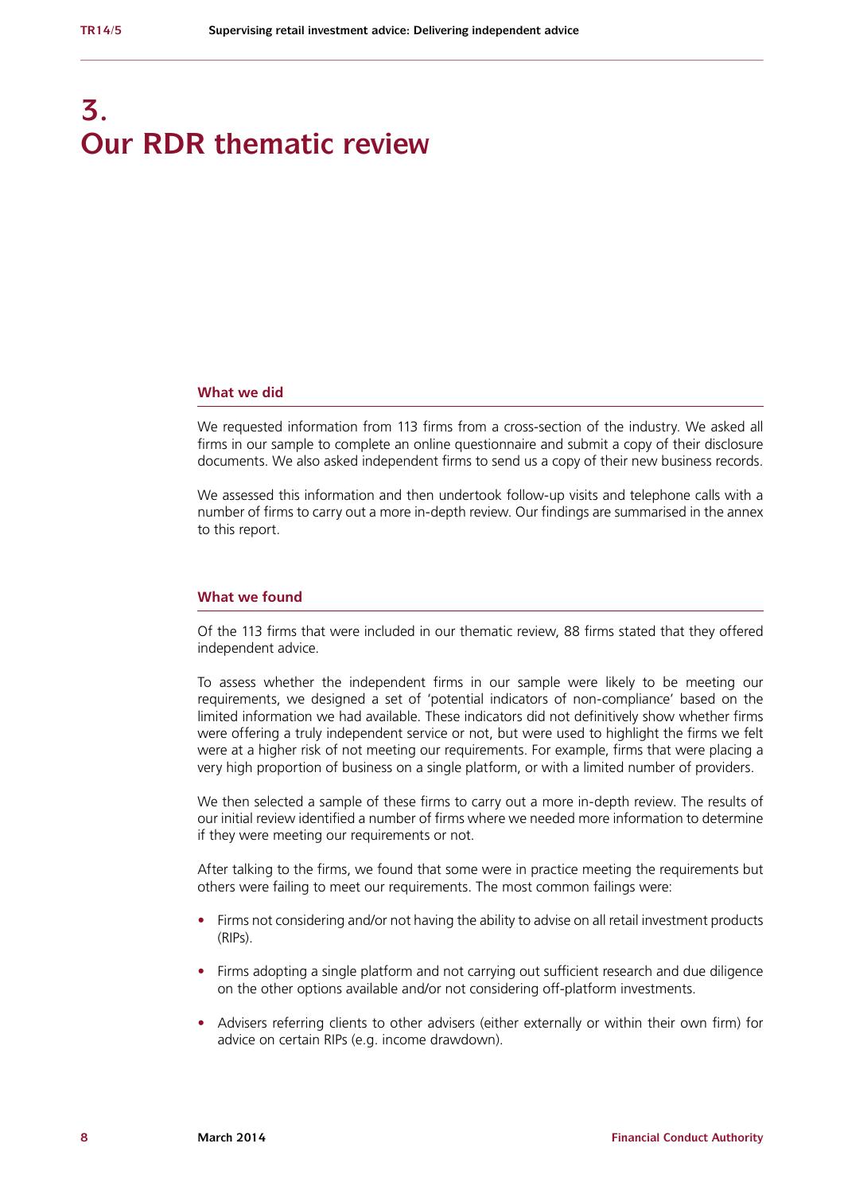# 3. Our RDR thematic review

### What we did

We requested information from 113 firms from a cross-section of the industry. We asked all firms in our sample to complete an online questionnaire and submit a copy of their disclosure documents. We also asked independent firms to send us a copy of their new business records.

We assessed this information and then undertook follow-up visits and telephone calls with a number of firms to carry out a more in-depth review. Our findings are summarised in the annex to this report.

### What we found

Of the 113 firms that were included in our thematic review, 88 firms stated that they offered independent advice.

To assess whether the independent firms in our sample were likely to be meeting our requirements, we designed a set of 'potential indicators of non-compliance' based on the limited information we had available. These indicators did not definitively show whether firms were offering a truly independent service or not, but were used to highlight the firms we felt were at a higher risk of not meeting our requirements. For example, firms that were placing a very high proportion of business on a single platform, or with a limited number of providers.

We then selected a sample of these firms to carry out a more in-depth review. The results of our initial review identified a number of firms where we needed more information to determine if they were meeting our requirements or not.

After talking to the firms, we found that some were in practice meeting the requirements but others were failing to meet our requirements. The most common failings were:

- Firms not considering and/or not having the ability to advise on all retail investment products (RIPs).
- Firms adopting a single platform and not carrying out sufficient research and due diligence on the other options available and/or not considering off-platform investments.
- Advisers referring clients to other advisers (either externally or within their own firm) for advice on certain RIPs (e.g. income drawdown).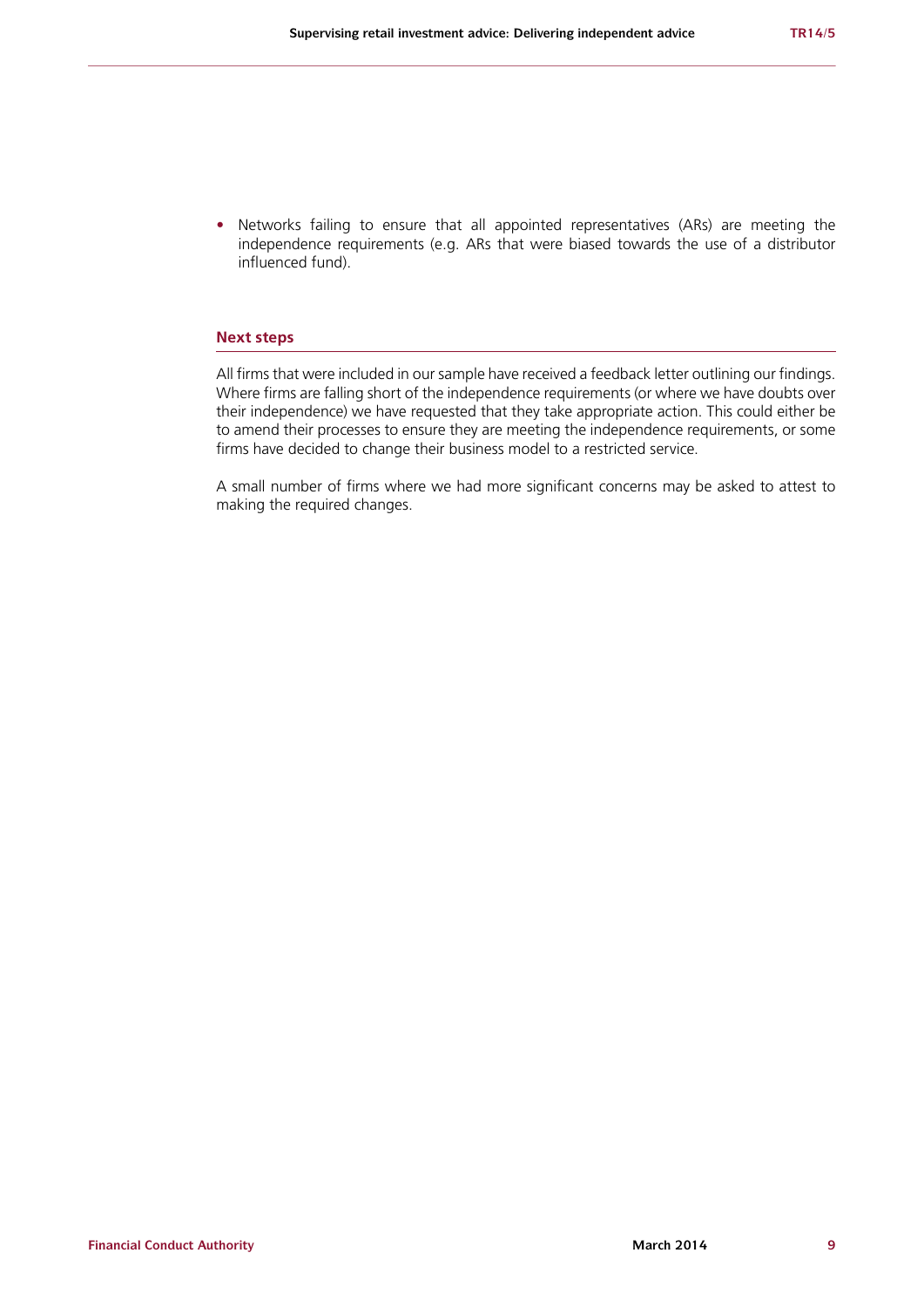- Networks failing to ensure that all appointed representatives (ARs) are meeting the independence requirements (e.g. ARs that were biased towards the use of a distributor influenced fund).

### Next steps

All firms that were included in our sample have received a feedback letter outlining our findings. Where firms are falling short of the independence requirements (or where we have doubts over their independence) we have requested that they take appropriate action. This could either be to amend their processes to ensure they are meeting the independence requirements, or some firms have decided to change their business model to a restricted service.

A small number of firms where we had more significant concerns may be asked to attest to making the required changes.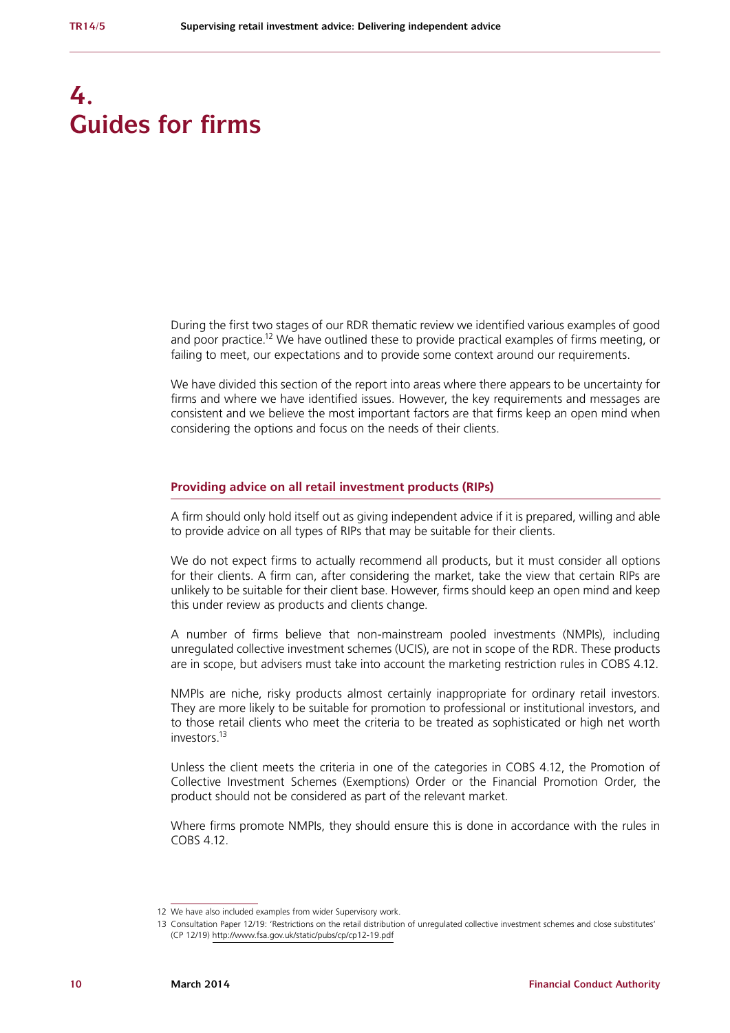# 4. Guides for firms

During the first two stages of our RDR thematic review we identified various examples of good and poor practice.[12] We have outlined these to provide practical examples of firms meeting, or failing to meet, our expectations and to provide some context around our requirements.

We have divided this section of the report into areas where there appears to be uncertainty for firms and where we have identified issues. However, the key requirements and messages are consistent and we believe the most important factors are that firms keep an open mind when considering the options and focus on the needs of their clients.

## Providing advice on all retail investment products (RIPs)

A firm should only hold itself out as giving independent advice if it is prepared, willing and able to provide advice on all types of RIPs that may be suitable for their clients.

We do not expect firms to actually recommend all products, but it must consider all options for their clients. A firm can, after considering the market, take the view that certain RIPs are unlikely to be suitable for their client base. However, firms should keep an open mind and keep this under review as products and clients change.

A number of firms believe that non-mainstream pooled investments (NMPIs), including unregulated collective investment schemes (UCIS), are not in scope of the RDR. These products are in scope, but advisers must take into account the marketing restriction rules in COBS 4.12.

NMPIs are niche, risky products almost certainly inappropriate for ordinary retail investors. They are more likely to be suitable for promotion to professional or institutional investors, and to those retail clients who meet the criteria to be treated as sophisticated or high net worth investors.[13]

Unless the client meets the criteria in one of the categories in COBS 4.12, the Promotion of Collective Investment Schemes (Exemptions) Order or the Financial Promotion Order, the product should not be considered as part of the relevant market.

Where firms promote NMPIs, they should ensure this is done in accordance with the rules in COBS 4.12.

---

12 We have also included examples from wider Supervisory work.

13 Consultation Paper 12/19: 'Restrictions on the retail distribution of unregulated collective investment schemes and close substitutes' (CP 12/19) http://www.fsa.gov.uk/static/pubs/cp/cp12-19.pdf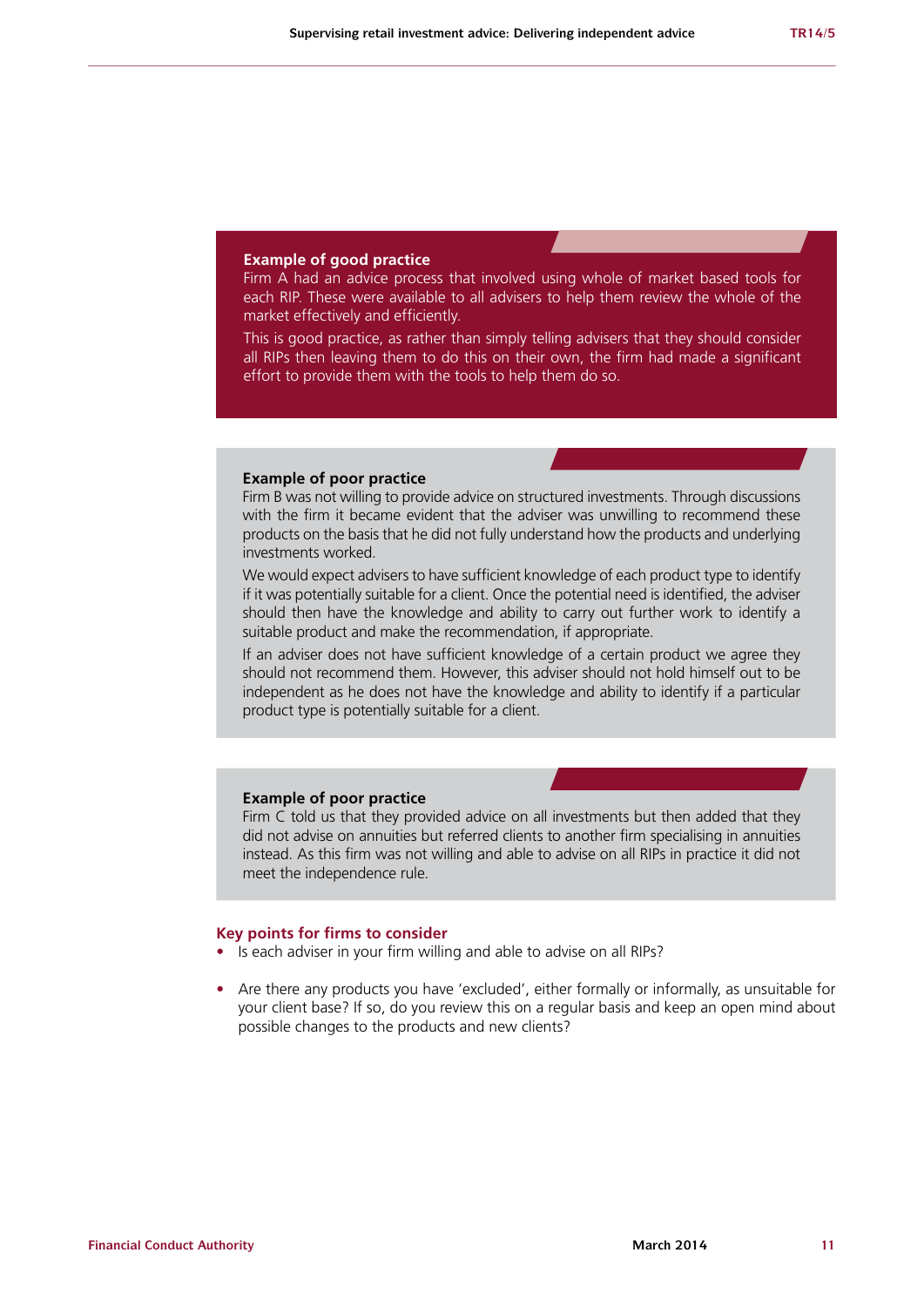### Example of good practice

Firm A had an advice process that involved using whole of market based tools for each RIP. These were available to all advisers to help them review the whole of the market effectively and efficiently.

This is good practice, as rather than simply telling advisers that they should consider all RIPs then leaving them to do this on their own, the firm had made a significant effort to provide them with the tools to help them do so.

### Example of poor practice

Firm B was not willing to provide advice on structured investments. Through discussions with the firm it became evident that the adviser was unwilling to recommend these products on the basis that he did not fully understand how the products and underlying investments worked.

We would expect advisers to have sufficient knowledge of each product type to identify if it was potentially suitable for a client. Once the potential need is identified, the adviser should then have the knowledge and ability to carry out further work to identify a suitable product and make the recommendation, if appropriate.

If an adviser does not have sufficient knowledge of a certain product we agree they should not recommend them. However, this adviser should not hold himself out to be independent as he does not have the knowledge and ability to identify if a particular product type is potentially suitable for a client.

### Example of poor practice

Firm C told us that they provided advice on all investments but then added that they did not advise on annuities but referred clients to another firm specialising in annuities instead. As this firm was not willing and able to advise on all RIPs in practice it did not meet the independence rule.

### Key points for firms to consider

- Is each adviser in your firm willing and able to advise on all RIPs?
- Are there any products you have 'excluded', either formally or informally, as unsuitable for your client base? If so, do you review this on a regular basis and keep an open mind about possible changes to the products and new clients?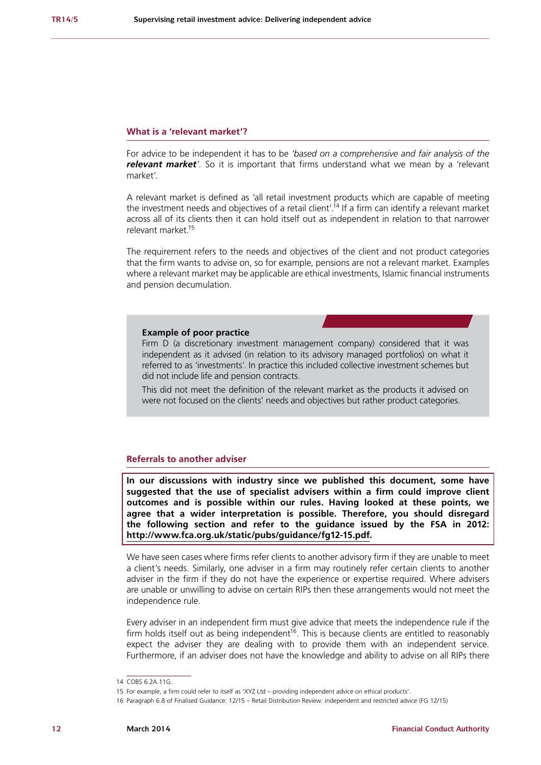### What is a 'relevant market'?

For advice to be independent it has to be *'based on a comprehensive and fair analysis of the **relevant market**'*. So it is important that firms understand what we mean by a 'relevant market'.

A relevant market is defined as 'all retail investment products which are capable of meeting the investment needs and objectives of a retail client'.[14] If a firm can identify a relevant market across all of its clients then it can hold itself out as independent in relation to that narrower relevant market.[15]

The requirement refers to the needs and objectives of the client and not product categories that the firm wants to advise on, so for example, pensions are not a relevant market. Examples where a relevant market may be applicable are ethical investments, Islamic financial instruments and pension decumulation.

> **Example of poor practice**
>
> Firm D (a discretionary investment management company) considered that it was independent as it advised (in relation to its advisory managed portfolios) on what it referred to as 'investments'. In practice this included collective investment schemes but did not include life and pension contracts.
>
> This did not meet the definition of the relevant market as the products it advised on were not focused on the clients' needs and objectives but rather product categories.

### Referrals to another adviser

**In our discussions with industry since we published this document, some have suggested that the use of specialist advisers within a firm could improve client outcomes and is possible within our rules. Having looked at these points, we agree that a wider interpretation is possible. Therefore, you should disregard the following section and refer to the guidance issued by the FSA in 2012: http://www.fca.org.uk/static/pubs/guidance/fg12-15.pdf.**

We have seen cases where firms refer clients to another advisory firm if they are unable to meet a client's needs. Similarly, one adviser in a firm may routinely refer certain clients to another adviser in the firm if they do not have the experience or expertise required. Where advisers are unable or unwilling to advise on certain RIPs then these arrangements would not meet the independence rule.

Every adviser in an independent firm must give advice that meets the independence rule if the firm holds itself out as being independent[16]. This is because clients are entitled to reasonably expect the adviser they are dealing with to provide them with an independent service. Furthermore, if an adviser does not have the knowledge and ability to advise on all RIPs there

---

14 COBS 6.2A.11G.

15 For example, a firm could refer to itself as 'XYZ Ltd – providing independent advice on ethical products'.

16 Paragraph 6.8 of Finalised Guidance: 12/15 – Retail Distribution Review: independent and restricted advice (FG 12/15)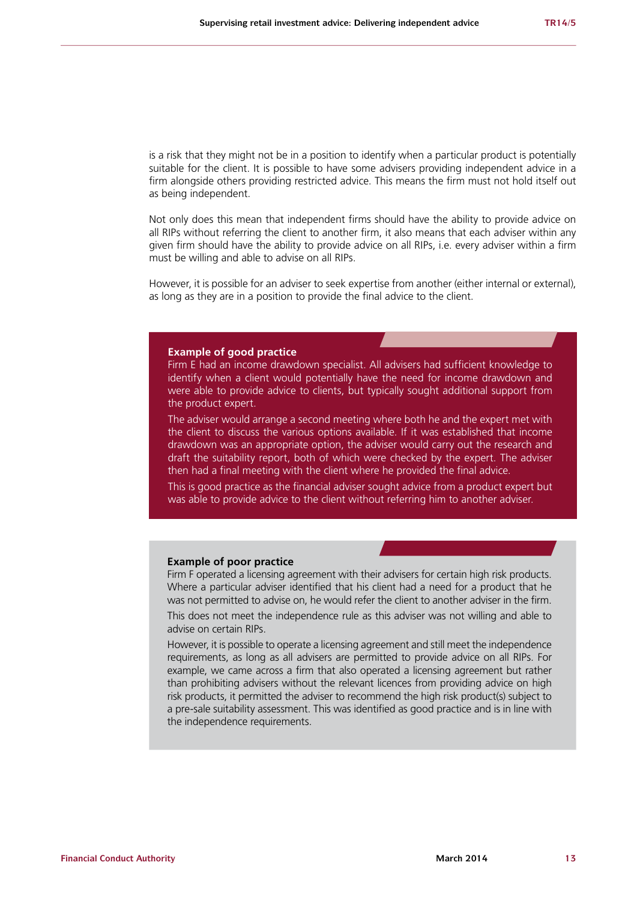is a risk that they might not be in a position to identify when a particular product is potentially suitable for the client. It is possible to have some advisers providing independent advice in a firm alongside others providing restricted advice. This means the firm must not hold itself out as being independent.

Not only does this mean that independent firms should have the ability to provide advice on all RIPs without referring the client to another firm, it also means that each adviser within any given firm should have the ability to provide advice on all RIPs, i.e. every adviser within a firm must be willing and able to advise on all RIPs.

However, it is possible for an adviser to seek expertise from another (either internal or external), as long as they are in a position to provide the final advice to the client.

**Example of good practice**

Firm E had an income drawdown specialist. All advisers had sufficient knowledge to identify when a client would potentially have the need for income drawdown and were able to provide advice to clients, but typically sought additional support from the product expert.

The adviser would arrange a second meeting where both he and the expert met with the client to discuss the various options available. If it was established that income drawdown was an appropriate option, the adviser would carry out the research and draft the suitability report, both of which were checked by the expert. The adviser then had a final meeting with the client where he provided the final advice.

This is good practice as the financial adviser sought advice from a product expert but was able to provide advice to the client without referring him to another adviser.

**Example of poor practice**

Firm F operated a licensing agreement with their advisers for certain high risk products. Where a particular adviser identified that his client had a need for a product that he was not permitted to advise on, he would refer the client to another adviser in the firm.

This does not meet the independence rule as this adviser was not willing and able to advise on certain RIPs.

However, it is possible to operate a licensing agreement and still meet the independence requirements, as long as all advisers are permitted to provide advice on all RIPs. For example, we came across a firm that also operated a licensing agreement but rather than prohibiting advisers without the relevant licences from providing advice on high risk products, it permitted the adviser to recommend the high risk product(s) subject to a pre-sale suitability assessment. This was identified as good practice and is in line with the independence requirements.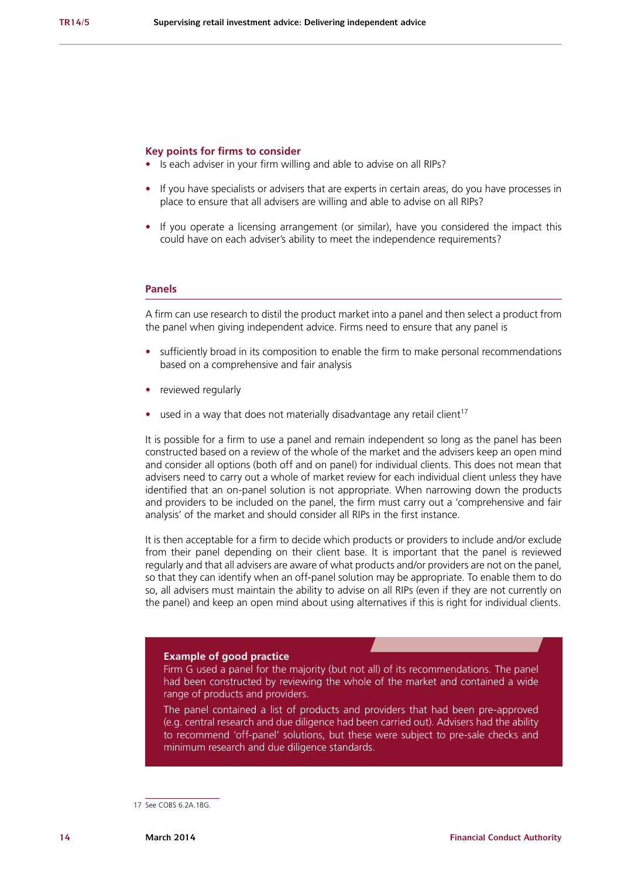### Key points for firms to consider

- Is each adviser in your firm willing and able to advise on all RIPs?
- If you have specialists or advisers that are experts in certain areas, do you have processes in place to ensure that all advisers are willing and able to advise on all RIPs?
- If you operate a licensing arrangement (or similar), have you considered the impact this could have on each adviser's ability to meet the independence requirements?

## Panels

A firm can use research to distil the product market into a panel and then select a product from the panel when giving independent advice. Firms need to ensure that any panel is

- sufficiently broad in its composition to enable the firm to make personal recommendations based on a comprehensive and fair analysis
- reviewed regularly
- used in a way that does not materially disadvantage any retail client[17]

It is possible for a firm to use a panel and remain independent so long as the panel has been constructed based on a review of the whole of the market and the advisers keep an open mind and consider all options (both off and on panel) for individual clients. This does not mean that advisers need to carry out a whole of market review for each individual client unless they have identified that an on-panel solution is not appropriate. When narrowing down the products and providers to be included on the panel, the firm must carry out a 'comprehensive and fair analysis' of the market and should consider all RIPs in the first instance.

It is then acceptable for a firm to decide which products or providers to include and/or exclude from their panel depending on their client base. It is important that the panel is reviewed regularly and that all advisers are aware of what products and/or providers are not on the panel, so that they can identify when an off-panel solution may be appropriate. To enable them to do so, all advisers must maintain the ability to advise on all RIPs (even if they are not currently on the panel) and keep an open mind about using alternatives if this is right for individual clients.

**Example of good practice**

Firm G used a panel for the majority (but not all) of its recommendations. The panel had been constructed by reviewing the whole of the market and contained a wide range of products and providers.

The panel contained a list of products and providers that had been pre-approved (e.g. central research and due diligence had been carried out). Advisers had the ability to recommend 'off-panel' solutions, but these were subject to pre-sale checks and minimum research and due diligence standards.

---

17 See COBS 6.2A.18G.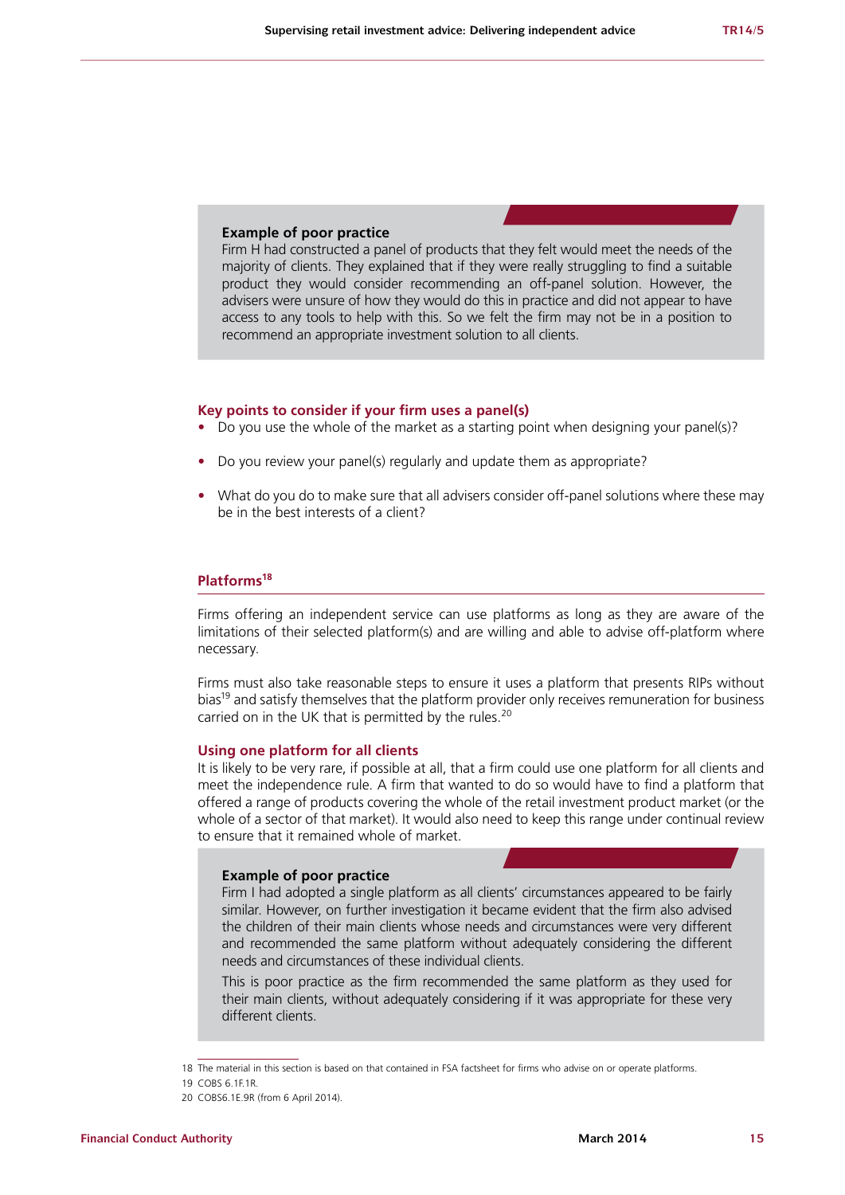**Example of poor practice**

Firm H had constructed a panel of products that they felt would meet the needs of the majority of clients. They explained that if they were really struggling to find a suitable product they would consider recommending an off-panel solution. However, the advisers were unsure of how they would do this in practice and did not appear to have access to any tools to help with this. So we felt the firm may not be in a position to recommend an appropriate investment solution to all clients.

### Key points to consider if your firm uses a panel(s)

- Do you use the whole of the market as a starting point when designing your panel(s)?
- Do you review your panel(s) regularly and update them as appropriate?
- What do you do to make sure that all advisers consider off-panel solutions where these may be in the best interests of a client?

## Platforms[18]

Firms offering an independent service can use platforms as long as they are aware of the limitations of their selected platform(s) and are willing and able to advise off-platform where necessary.

Firms must also take reasonable steps to ensure it uses a platform that presents RIPs without bias[19] and satisfy themselves that the platform provider only receives remuneration for business carried on in the UK that is permitted by the rules.[20]

### Using one platform for all clients

It is likely to be very rare, if possible at all, that a firm could use one platform for all clients and meet the independence rule. A firm that wanted to do so would have to find a platform that offered a range of products covering the whole of the retail investment product market (or the whole of a sector of that market). It would also need to keep this range under continual review to ensure that it remained whole of market.

**Example of poor practice**

Firm I had adopted a single platform as all clients' circumstances appeared to be fairly similar. However, on further investigation it became evident that the firm also advised the children of their main clients whose needs and circumstances were very different and recommended the same platform without adequately considering the different needs and circumstances of these individual clients.

This is poor practice as the firm recommended the same platform as they used for their main clients, without adequately considering if it was appropriate for these very different clients.

---

18 The material in this section is based on that contained in FSA factsheet for firms who advise on or operate platforms.

19 COBS 6.1F.1R.

20 COBS6.1E.9R (from 6 April 2014).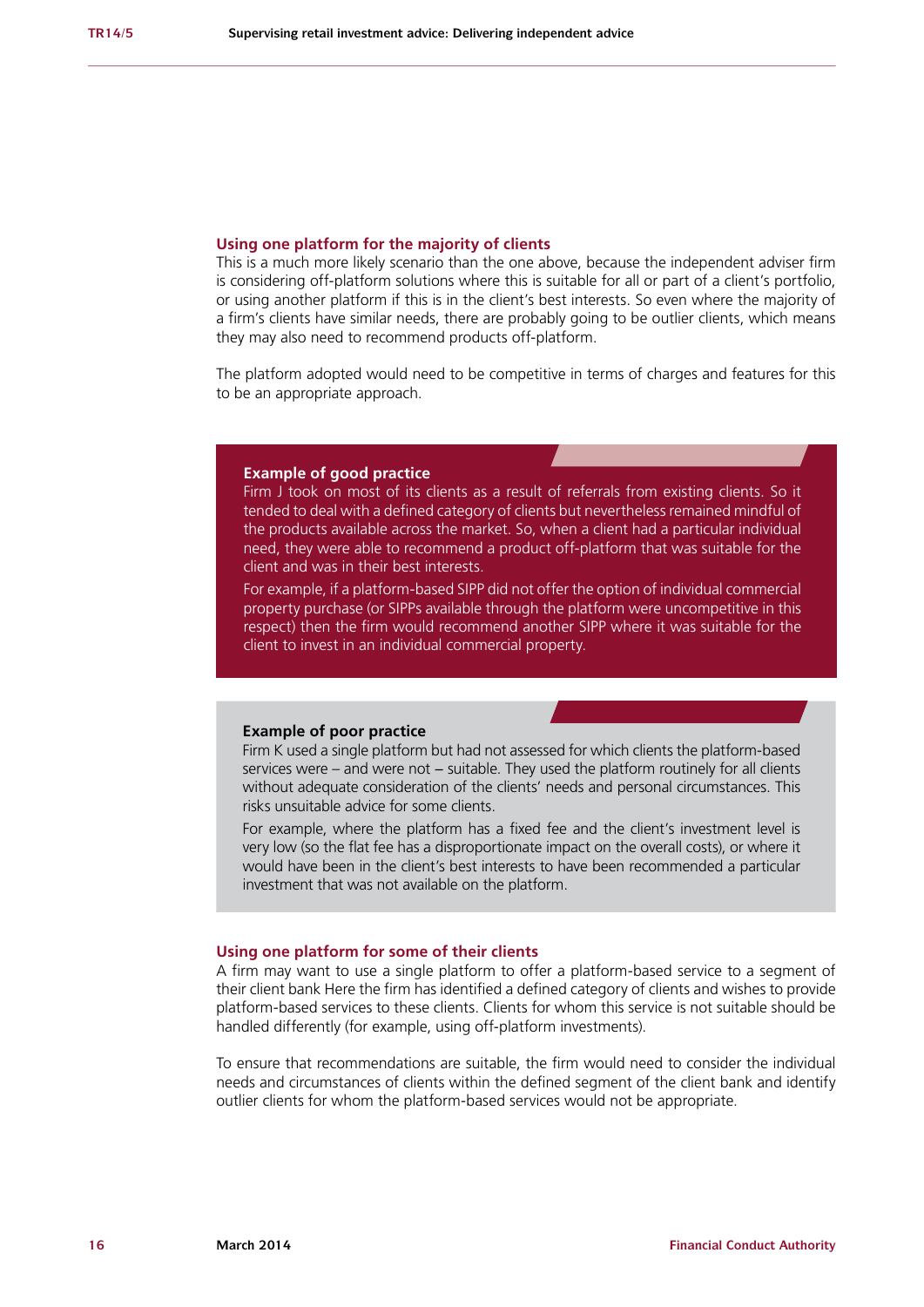### Using one platform for the majority of clients

This is a much more likely scenario than the one above, because the independent adviser firm is considering off-platform solutions where this is suitable for all or part of a client's portfolio, or using another platform if this is in the client's best interests. So even where the majority of a firm's clients have similar needs, there are probably going to be outlier clients, which means they may also need to recommend products off-platform.

The platform adopted would need to be competitive in terms of charges and features for this to be an appropriate approach.

**Example of good practice**

Firm J took on most of its clients as a result of referrals from existing clients. So it tended to deal with a defined category of clients but nevertheless remained mindful of the products available across the market. So, when a client had a particular individual need, they were able to recommend a product off-platform that was suitable for the client and was in their best interests.

For example, if a platform-based SIPP did not offer the option of individual commercial property purchase (or SIPPs available through the platform were uncompetitive in this respect) then the firm would recommend another SIPP where it was suitable for the client to invest in an individual commercial property.

**Example of poor practice**

Firm K used a single platform but had not assessed for which clients the platform-based services were – and were not – suitable. They used the platform routinely for all clients without adequate consideration of the clients' needs and personal circumstances. This risks unsuitable advice for some clients.

For example, where the platform has a fixed fee and the client's investment level is very low (so the flat fee has a disproportionate impact on the overall costs), or where it would have been in the client's best interests to have been recommended a particular investment that was not available on the platform.

### Using one platform for some of their clients

A firm may want to use a single platform to offer a platform-based service to a segment of their client bank Here the firm has identified a defined category of clients and wishes to provide platform-based services to these clients. Clients for whom this service is not suitable should be handled differently (for example, using off-platform investments).

To ensure that recommendations are suitable, the firm would need to consider the individual needs and circumstances of clients within the defined segment of the client bank and identify outlier clients for whom the platform-based services would not be appropriate.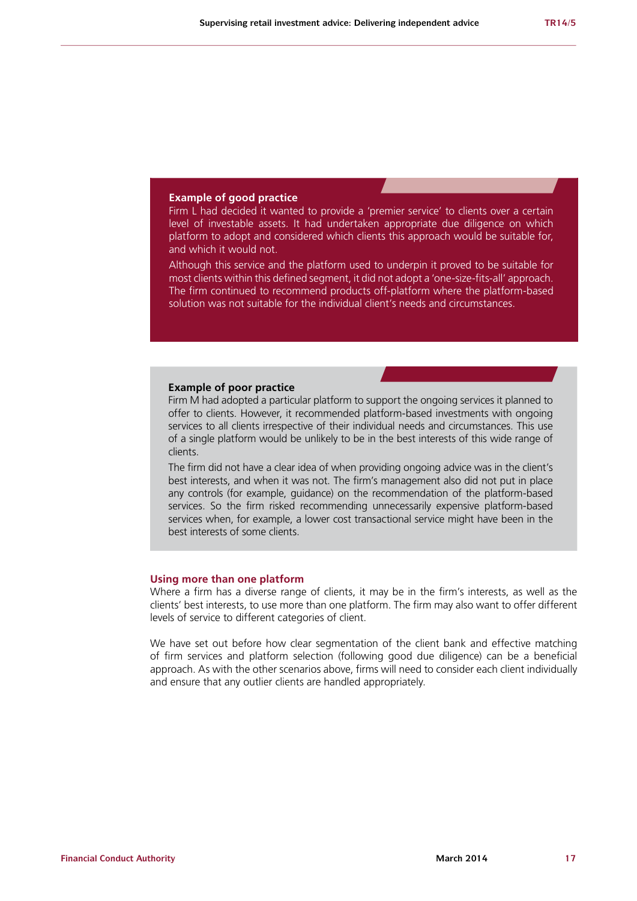**Example of good practice**

Firm L had decided it wanted to provide a 'premier service' to clients over a certain level of investable assets. It had undertaken appropriate due diligence on which platform to adopt and considered which clients this approach would be suitable for, and which it would not.

Although this service and the platform used to underpin it proved to be suitable for most clients within this defined segment, it did not adopt a 'one-size-fits-all' approach. The firm continued to recommend products off-platform where the platform-based solution was not suitable for the individual client's needs and circumstances.

**Example of poor practice**

Firm M had adopted a particular platform to support the ongoing services it planned to offer to clients. However, it recommended platform-based investments with ongoing services to all clients irrespective of their individual needs and circumstances. This use of a single platform would be unlikely to be in the best interests of this wide range of clients.

The firm did not have a clear idea of when providing ongoing advice was in the client's best interests, and when it was not. The firm's management also did not put in place any controls (for example, guidance) on the recommendation of the platform-based services. So the firm risked recommending unnecessarily expensive platform-based services when, for example, a lower cost transactional service might have been in the best interests of some clients.

### Using more than one platform

Where a firm has a diverse range of clients, it may be in the firm's interests, as well as the clients' best interests, to use more than one platform. The firm may also want to offer different levels of service to different categories of client.

We have set out before how clear segmentation of the client bank and effective matching of firm services and platform selection (following good due diligence) can be a beneficial approach. As with the other scenarios above, firms will need to consider each client individually and ensure that any outlier clients are handled appropriately.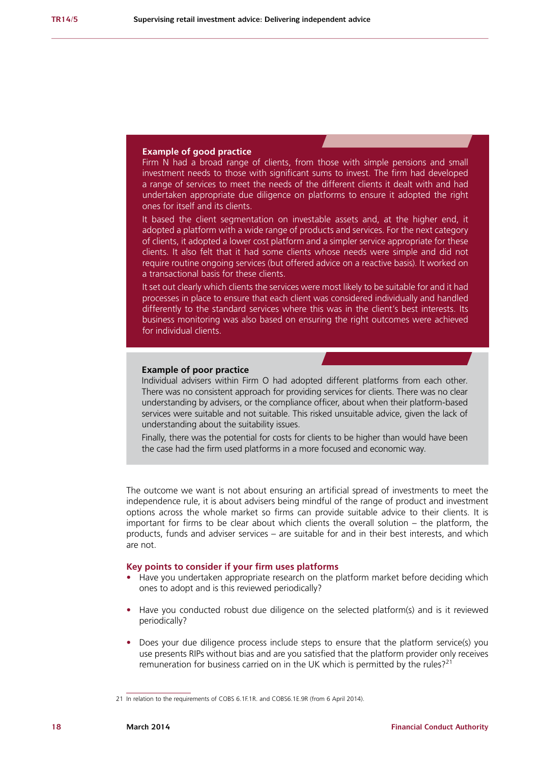**Example of good practice**

Firm N had a broad range of clients, from those with simple pensions and small investment needs to those with significant sums to invest. The firm had developed a range of services to meet the needs of the different clients it dealt with and had undertaken appropriate due diligence on platforms to ensure it adopted the right ones for itself and its clients.

It based the client segmentation on investable assets and, at the higher end, it adopted a platform with a wide range of products and services. For the next category of clients, it adopted a lower cost platform and a simpler service appropriate for these clients. It also felt that it had some clients whose needs were simple and did not require routine ongoing services (but offered advice on a reactive basis). It worked on a transactional basis for these clients.

It set out clearly which clients the services were most likely to be suitable for and it had processes in place to ensure that each client was considered individually and handled differently to the standard services where this was in the client's best interests. Its business monitoring was also based on ensuring the right outcomes were achieved for individual clients.

**Example of poor practice**

Individual advisers within Firm O had adopted different platforms from each other. There was no consistent approach for providing services for clients. There was no clear understanding by advisers, or the compliance officer, about when their platform-based services were suitable and not suitable. This risked unsuitable advice, given the lack of understanding about the suitability issues.

Finally, there was the potential for costs for clients to be higher than would have been the case had the firm used platforms in a more focused and economic way.

The outcome we want is not about ensuring an artificial spread of investments to meet the independence rule, it is about advisers being mindful of the range of product and investment options across the whole market so firms can provide suitable advice to their clients. It is important for firms to be clear about which clients the overall solution – the platform, the products, funds and adviser services – are suitable for and in their best interests, and which are not.

### Key points to consider if your firm uses platforms

- Have you undertaken appropriate research on the platform market before deciding which ones to adopt and is this reviewed periodically?
- Have you conducted robust due diligence on the selected platform(s) and is it reviewed periodically?
- Does your due diligence process include steps to ensure that the platform service(s) you use presents RIPs without bias and are you satisfied that the platform provider only receives remuneration for business carried on in the UK which is permitted by the rules?[21]

21 In relation to the requirements of COBS 6.1F.1R. and COBS6.1E.9R (from 6 April 2014).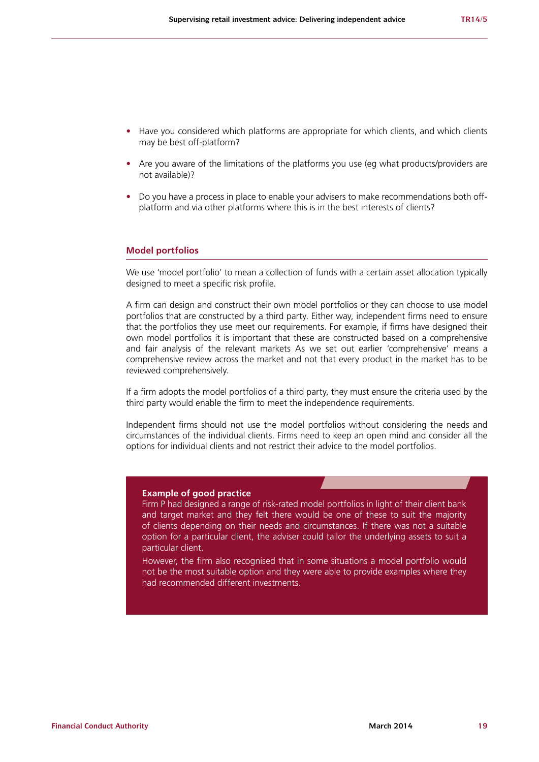- Have you considered which platforms are appropriate for which clients, and which clients may be best off-platform?
- Are you aware of the limitations of the platforms you use (eg what products/providers are not available)?
- Do you have a process in place to enable your advisers to make recommendations both off-platform and via other platforms where this is in the best interests of clients?

## Model portfolios

We use 'model portfolio' to mean a collection of funds with a certain asset allocation typically designed to meet a specific risk profile.

A firm can design and construct their own model portfolios or they can choose to use model portfolios that are constructed by a third party. Either way, independent firms need to ensure that the portfolios they use meet our requirements. For example, if firms have designed their own model portfolios it is important that these are constructed based on a comprehensive and fair analysis of the relevant markets As we set out earlier 'comprehensive' means a comprehensive review across the market and not that every product in the market has to be reviewed comprehensively.

If a firm adopts the model portfolios of a third party, they must ensure the criteria used by the third party would enable the firm to meet the independence requirements.

Independent firms should not use the model portfolios without considering the needs and circumstances of the individual clients. Firms need to keep an open mind and consider all the options for individual clients and not restrict their advice to the model portfolios.

**Example of good practice**

Firm P had designed a range of risk-rated model portfolios in light of their client bank and target market and they felt there would be one of these to suit the majority of clients depending on their needs and circumstances. If there was not a suitable option for a particular client, the adviser could tailor the underlying assets to suit a particular client.

However, the firm also recognised that in some situations a model portfolio would not be the most suitable option and they were able to provide examples where they had recommended different investments.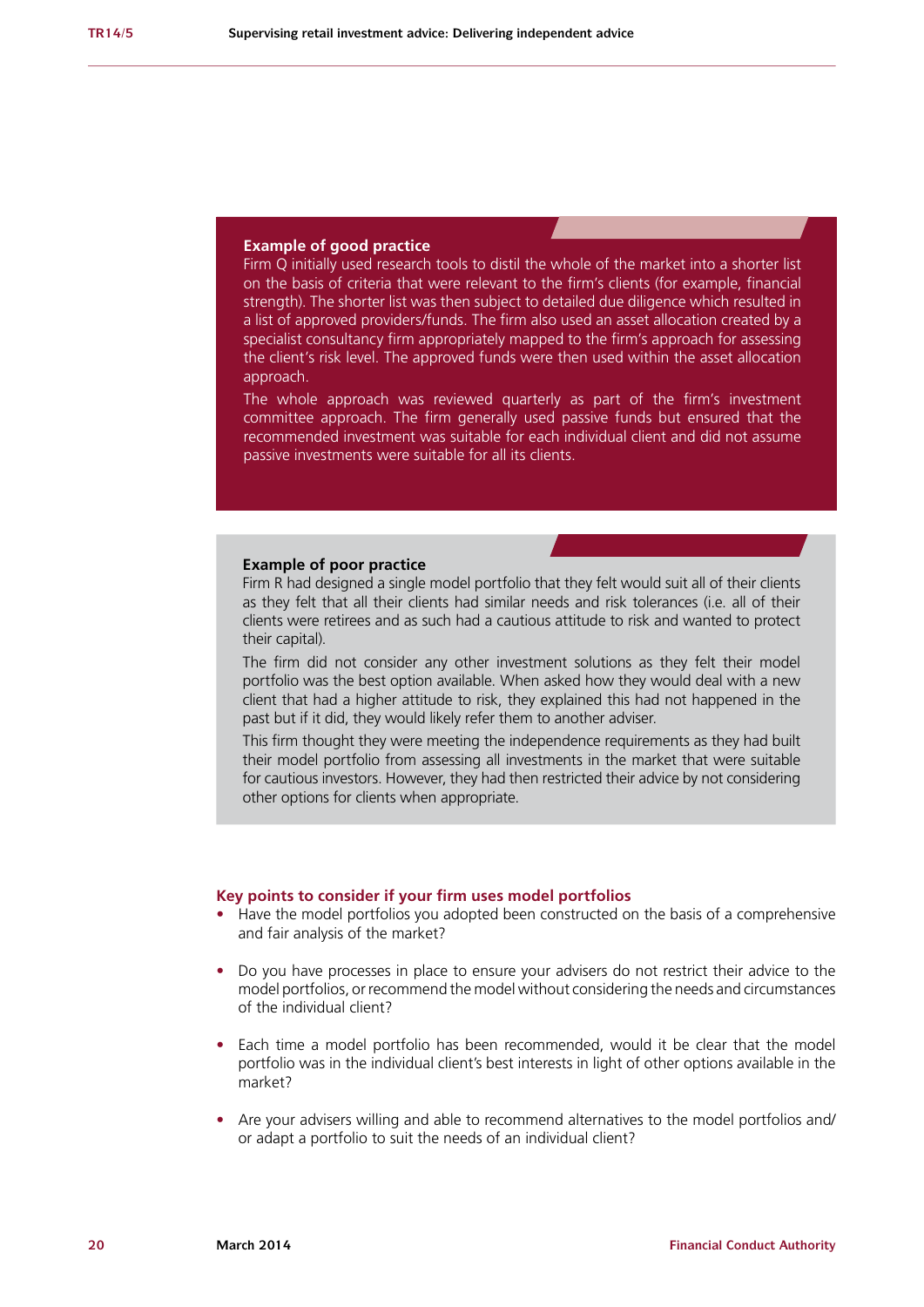### Example of good practice

Firm Q initially used research tools to distil the whole of the market into a shorter list on the basis of criteria that were relevant to the firm's clients (for example, financial strength). The shorter list was then subject to detailed due diligence which resulted in a list of approved providers/funds. The firm also used an asset allocation created by a specialist consultancy firm appropriately mapped to the firm's approach for assessing the client's risk level. The approved funds were then used within the asset allocation approach.

The whole approach was reviewed quarterly as part of the firm's investment committee approach. The firm generally used passive funds but ensured that the recommended investment was suitable for each individual client and did not assume passive investments were suitable for all its clients.

### Example of poor practice

Firm R had designed a single model portfolio that they felt would suit all of their clients as they felt that all their clients had similar needs and risk tolerances (i.e. all of their clients were retirees and as such had a cautious attitude to risk and wanted to protect their capital).

The firm did not consider any other investment solutions as they felt their model portfolio was the best option available. When asked how they would deal with a new client that had a higher attitude to risk, they explained this had not happened in the past but if it did, they would likely refer them to another adviser.

This firm thought they were meeting the independence requirements as they had built their model portfolio from assessing all investments in the market that were suitable for cautious investors. However, they had then restricted their advice by not considering other options for clients when appropriate.

### Key points to consider if your firm uses model portfolios

- Have the model portfolios you adopted been constructed on the basis of a comprehensive and fair analysis of the market?
- Do you have processes in place to ensure your advisers do not restrict their advice to the model portfolios, or recommend the model without considering the needs and circumstances of the individual client?
- Each time a model portfolio has been recommended, would it be clear that the model portfolio was in the individual client's best interests in light of other options available in the market?
- Are your advisers willing and able to recommend alternatives to the model portfolios and/or adapt a portfolio to suit the needs of an individual client?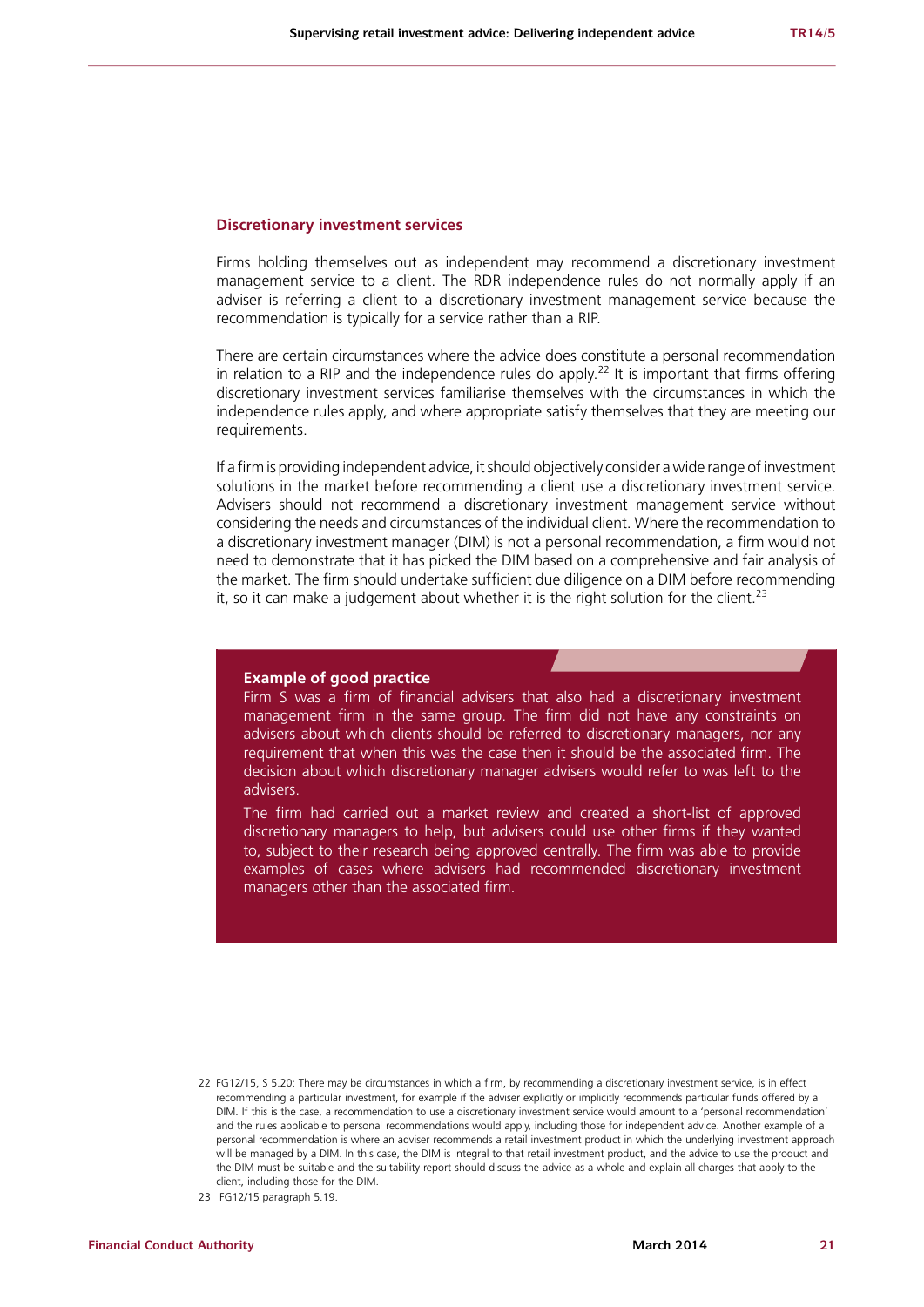### Discretionary investment services

Firms holding themselves out as independent may recommend a discretionary investment management service to a client. The RDR independence rules do not normally apply if an adviser is referring a client to a discretionary investment management service because the recommendation is typically for a service rather than a RIP.

There are certain circumstances where the advice does constitute a personal recommendation in relation to a RIP and the independence rules do apply.[22] It is important that firms offering discretionary investment services familiarise themselves with the circumstances in which the independence rules apply, and where appropriate satisfy themselves that they are meeting our requirements.

If a firm is providing independent advice, it should objectively consider a wide range of investment solutions in the market before recommending a client use a discretionary investment service. Advisers should not recommend a discretionary investment management service without considering the needs and circumstances of the individual client. Where the recommendation to a discretionary investment manager (DIM) is not a personal recommendation, a firm would not need to demonstrate that it has picked the DIM based on a comprehensive and fair analysis of the market. The firm should undertake sufficient due diligence on a DIM before recommending it, so it can make a judgement about whether it is the right solution for the client.[23]

**Example of good practice**

Firm S was a firm of financial advisers that also had a discretionary investment management firm in the same group. The firm did not have any constraints on advisers about which clients should be referred to discretionary managers, nor any requirement that when this was the case then it should be the associated firm. The decision about which discretionary manager advisers would refer to was left to the advisers.

The firm had carried out a market review and created a short-list of approved discretionary managers to help, but advisers could use other firms if they wanted to, subject to their research being approved centrally. The firm was able to provide examples of cases where advisers had recommended discretionary investment managers other than the associated firm.

---

22 FG12/15, S 5.20: There may be circumstances in which a firm, by recommending a discretionary investment service, is in effect recommending a particular investment, for example if the adviser explicitly or implicitly recommends particular funds offered by a DIM. If this is the case, a recommendation to use a discretionary investment service would amount to a 'personal recommendation' and the rules applicable to personal recommendations would apply, including those for independent advice. Another example of a personal recommendation is where an adviser recommends a retail investment product in which the underlying investment approach will be managed by a DIM. In this case, the DIM is integral to that retail investment product, and the advice to use the product and the DIM must be suitable and the suitability report should discuss the advice as a whole and explain all charges that apply to the client, including those for the DIM.

23 FG12/15 paragraph 5.19.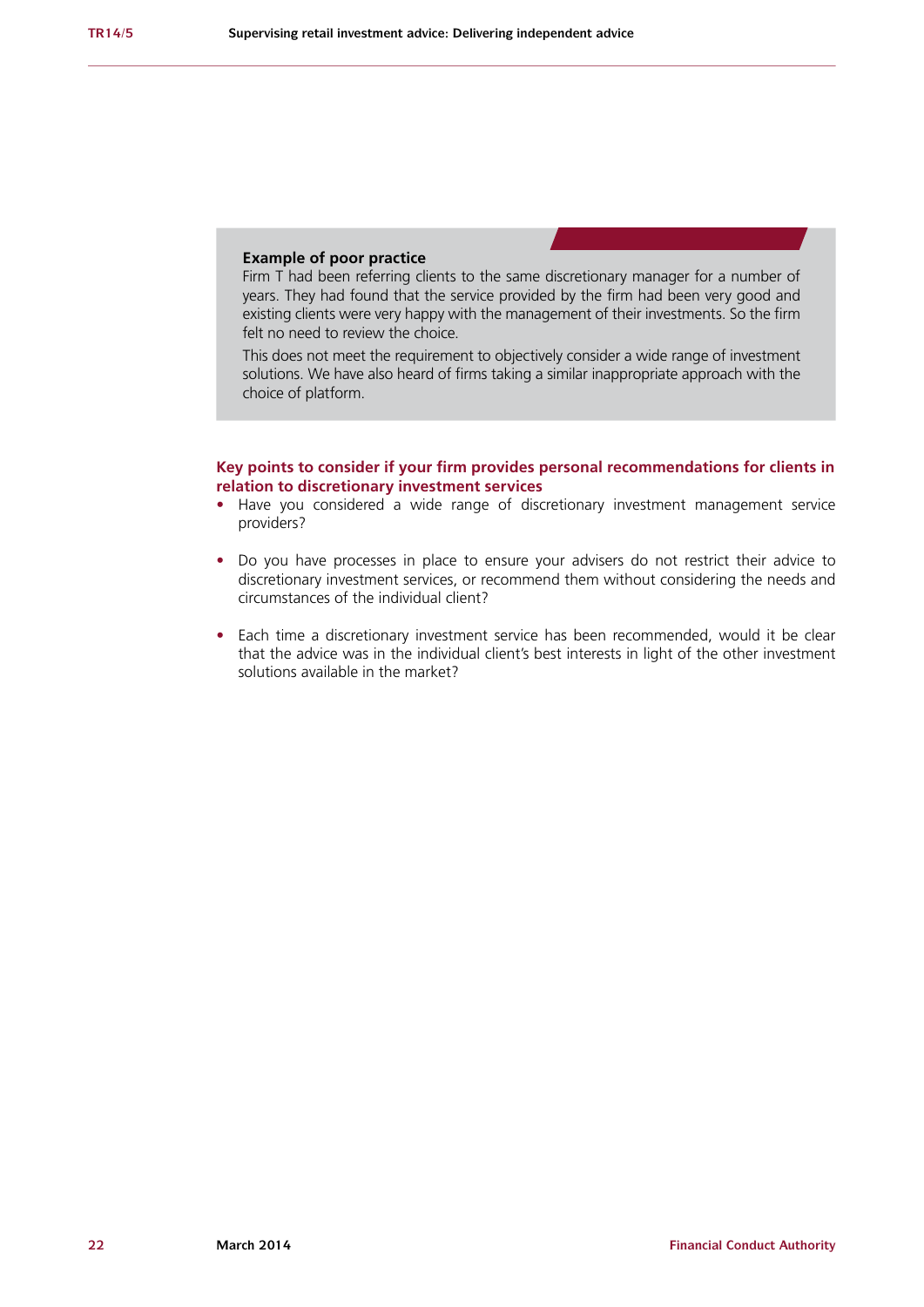**Example of poor practice**

Firm T had been referring clients to the same discretionary manager for a number of years. They had found that the service provided by the firm had been very good and existing clients were very happy with the management of their investments. So the firm felt no need to review the choice.

This does not meet the requirement to objectively consider a wide range of investment solutions. We have also heard of firms taking a similar inappropriate approach with the choice of platform.

### Key points to consider if your firm provides personal recommendations for clients in relation to discretionary investment services

- Have you considered a wide range of discretionary investment management service providers?
- Do you have processes in place to ensure your advisers do not restrict their advice to discretionary investment services, or recommend them without considering the needs and circumstances of the individual client?
- Each time a discretionary investment service has been recommended, would it be clear that the advice was in the individual client's best interests in light of the other investment solutions available in the market?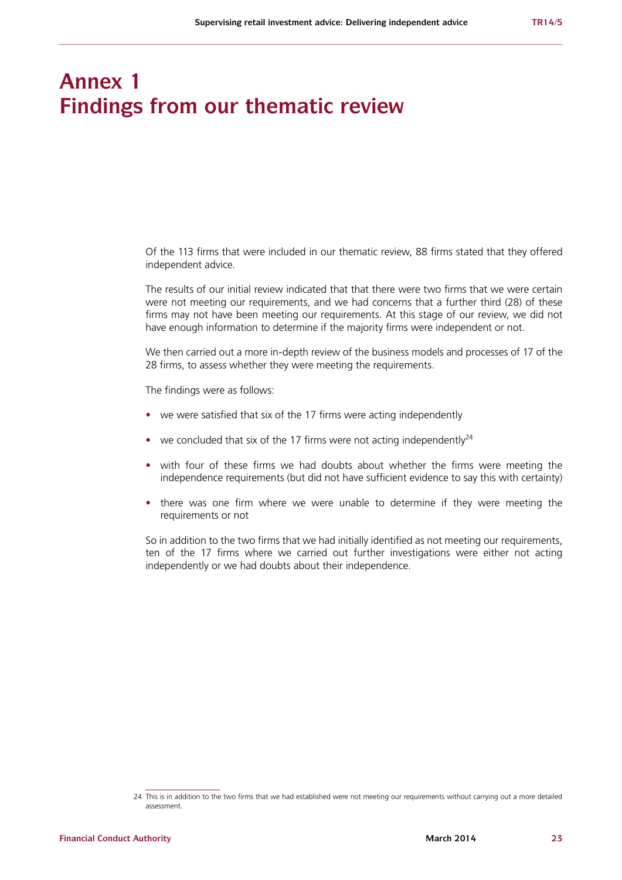# Annex 1
# Findings from our thematic review

Of the 113 firms that were included in our thematic review, 88 firms stated that they offered independent advice.

The results of our initial review indicated that that there were two firms that we were certain were not meeting our requirements, and we had concerns that a further third (28) of these firms may not have been meeting our requirements. At this stage of our review, we did not have enough information to determine if the majority firms were independent or not.

We then carried out a more in-depth review of the business models and processes of 17 of the 28 firms, to assess whether they were meeting the requirements.

The findings were as follows:

- we were satisfied that six of the 17 firms were acting independently
- we concluded that six of the 17 firms were not acting independently[24]
- with four of these firms we had doubts about whether the firms were meeting the independence requirements (but did not have sufficient evidence to say this with certainty)
- there was one firm where we were unable to determine if they were meeting the requirements or not

So in addition to the two firms that we had initially identified as not meeting our requirements, ten of the 17 firms where we carried out further investigations were either not acting independently or we had doubts about their independence.

24 This is in addition to the two firms that we had established were not meeting our requirements without carrying out a more detailed assessment.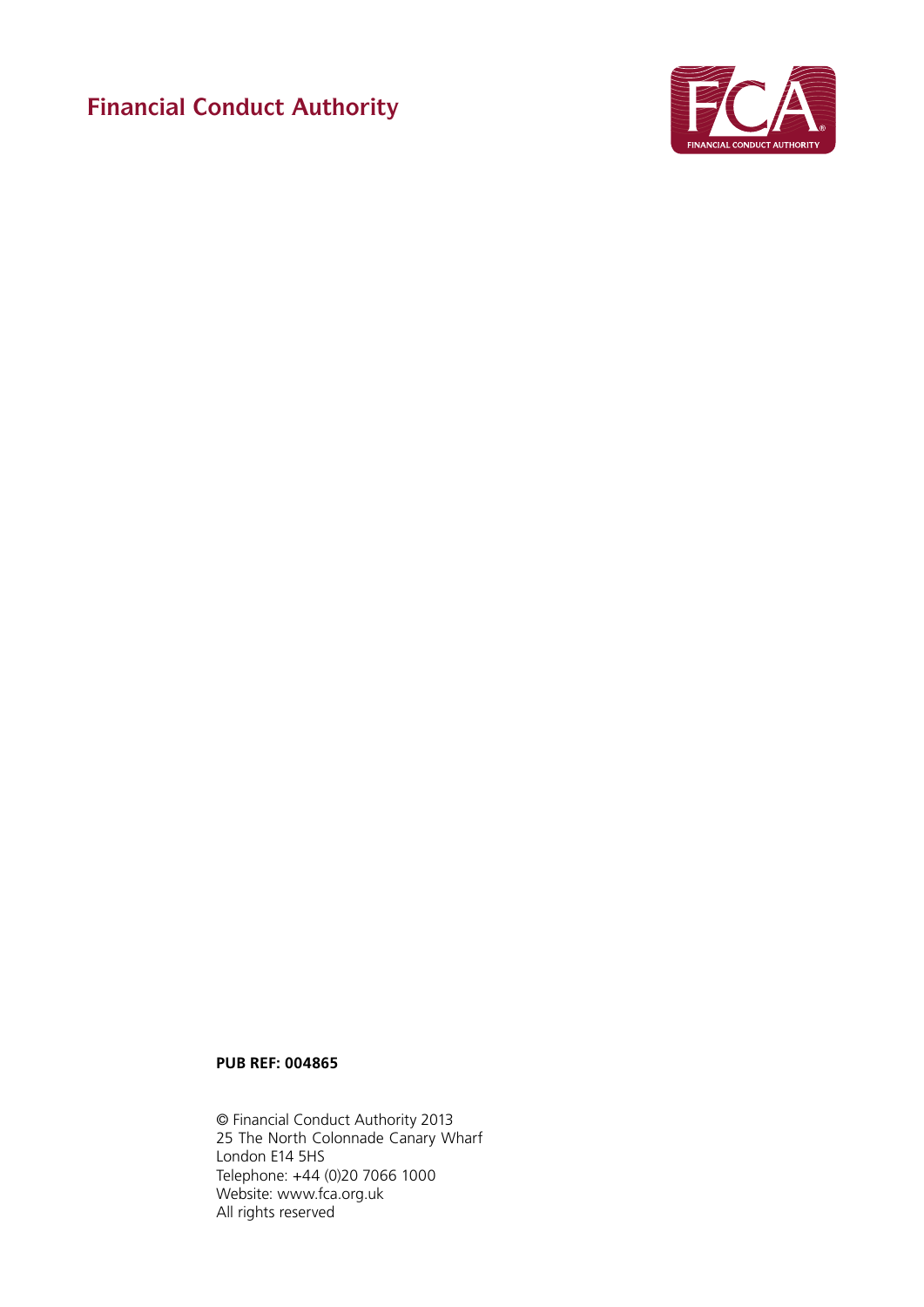**Financial Conduct Authority**

**PUB REF: 004865**

© Financial Conduct Authority 2013
25 The North Colonnade Canary Wharf
London E14 5HS
Telephone: +44 (0)20 7066 1000
Website: www.fca.org.uk
All rights reserved